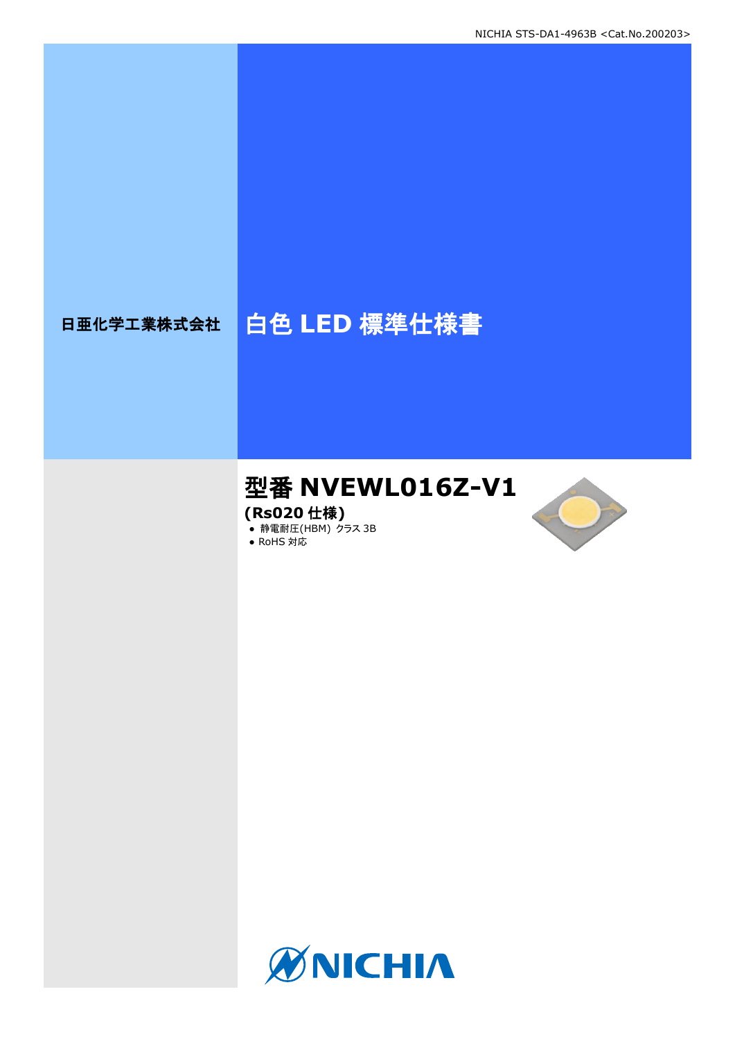日亜化学工業株式会社

# 白色 LED 標準仕様書

## 型番 NVEWL016Z-V1

**(Rs020 仕様)**

- 静電耐圧(HBM) クラス 3B
- RoHS 対応

NICHIA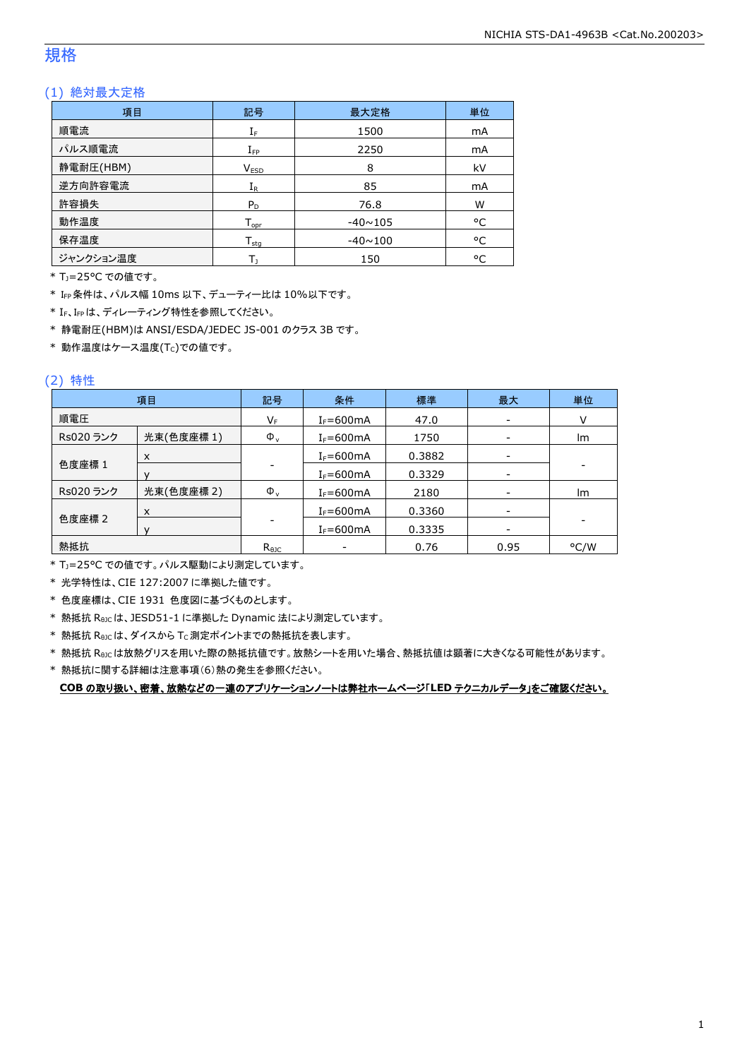# 規格

## (1) 絶対最大定格

| 項目 | 記号 | 最大定格 | 単位 |
|---|---|---|---|
| 順電流 | $I_F$ | 1500 | mA |
| パルス順電流 | $I_{FP}$ | 2250 | mA |
| 静電耐圧(HBM) | $V_{ESD}$ | 8 | kV |
| 逆方向許容電流 | $I_R$ | 85 | mA |
| 許容損失 | $P_D$ | 76.8 | W |
| 動作温度 | $T_{opr}$ | -40~105 | °C |
| 保存温度 | $T_{stg}$ | -40~100 | °C |
| ジャンクション温度 | $T_J$ | 150 | °C |

* $T_J$=25°C での値です。
* $I_{FP}$ 条件は、パルス幅 10ms 以下、デューティー比は 10%以下です。
* $I_F$、$I_{FP}$ は、ディレーティング特性を参照してください。
* 静電耐圧(HBM)は ANSI/ESDA/JEDEC JS-001 のクラス 3B です。
* 動作温度はケース温度($T_C$)での値です。

## (2) 特性

| 項目 | | 記号 | 条件 | 標準 | 最大 | 単位 |
|---|---|---|---|---|---|---|
| 順電圧 | | $V_F$ | $I_F$=600mA | 47.0 | - | V |
| Rs020 ランク | 光束(色度座標 1) | $\Phi_v$ | $I_F$=600mA | 1750 | - | lm |
| 色度座標 1 | x | - | $I_F$=600mA | 0.3882 | - | - |
| | y | | $I_F$=600mA | 0.3329 | - | |
| Rs020 ランク | 光束(色度座標 2) | $\Phi_v$ | $I_F$=600mA | 2180 | - | lm |
| 色度座標 2 | x | - | $I_F$=600mA | 0.3360 | - | - |
| | y | | $I_F$=600mA | 0.3335 | - | |
| 熱抵抗 | | $R_{\theta JC}$ | - | 0.76 | 0.95 | °C/W |

* $T_J$=25°C での値です。パルス駆動により測定しています。
* 光学特性は、CIE 127:2007 に準拠した値です。
* 色度座標は、CIE 1931 色度図に基づくものとします。
* 熱抵抗 $R_{\theta JC}$ は、JESD51-1 に準拠した Dynamic 法により測定しています。
* 熱抵抗 $R_{\theta JC}$ は、ダイスから $T_C$ 測定ポイントまでの熱抵抗を表します。
* 熱抵抗 $R_{\theta JC}$ は放熱グリスを用いた際の熱抵抗値です。放熱シートを用いた場合、熱抵抗値は顕著に大きくなる可能性があります。
* 熱抵抗に関する詳細は注意事項(6)熱の発生を参照ください。

**COB の取り扱い、密着、放熱などの一連のアプリケーションノートは弊社ホームページ「LED テクニカルデータ」をご確認ください。**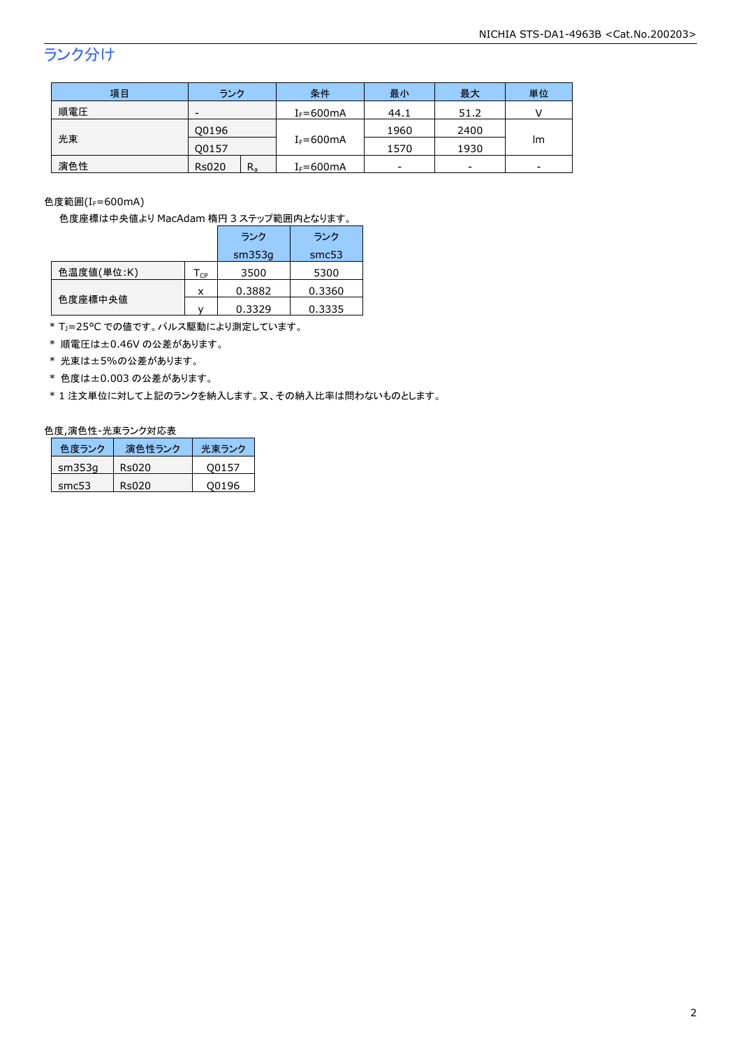## ランク分け

| 項目 | ランク | | 条件 | 最小 | 最大 | 単位 |
|---|---|---|---|---|---|---|
| 順電圧 | - | | $I_F$=600mA | 44.1 | 51.2 | V |
| 光束 | Q0196 | | $I_F$=600mA | 1960 | 2400 | lm |
| | Q0157 | | | 1570 | 1930 | |
| 演色性 | Rs020 | $R_a$ | $I_F$=600mA | - | - | - |

色度範囲($I_F$=600mA)

色度座標は中央値より MacAdam 楕円 3 ステップ範囲内となります。

| | | ランク sm353g | ランク smc53 |
|---|---|---|---|
| 色温度値(単位:K) | $T_{CP}$ | 3500 | 5300 |
| 色度座標中央値 | x | 0.3882 | 0.3360 |
| | y | 0.3329 | 0.3335 |

* $T_J$=25°C での値です。パルス駆動により測定しています。
* 順電圧は±0.46V の公差があります。
* 光束は±5%の公差があります。
* 色度は±0.003 の公差があります。
* 1 注文単位に対して上記のランクを納入します。又、その納入比率は問わないものとします。

色度,演色性-光束ランク対応表

| 色度ランク | 演色性ランク | 光束ランク |
|---|---|---|
| sm353g | Rs020 | Q0157 |
| smc53 | Rs020 | Q0196 |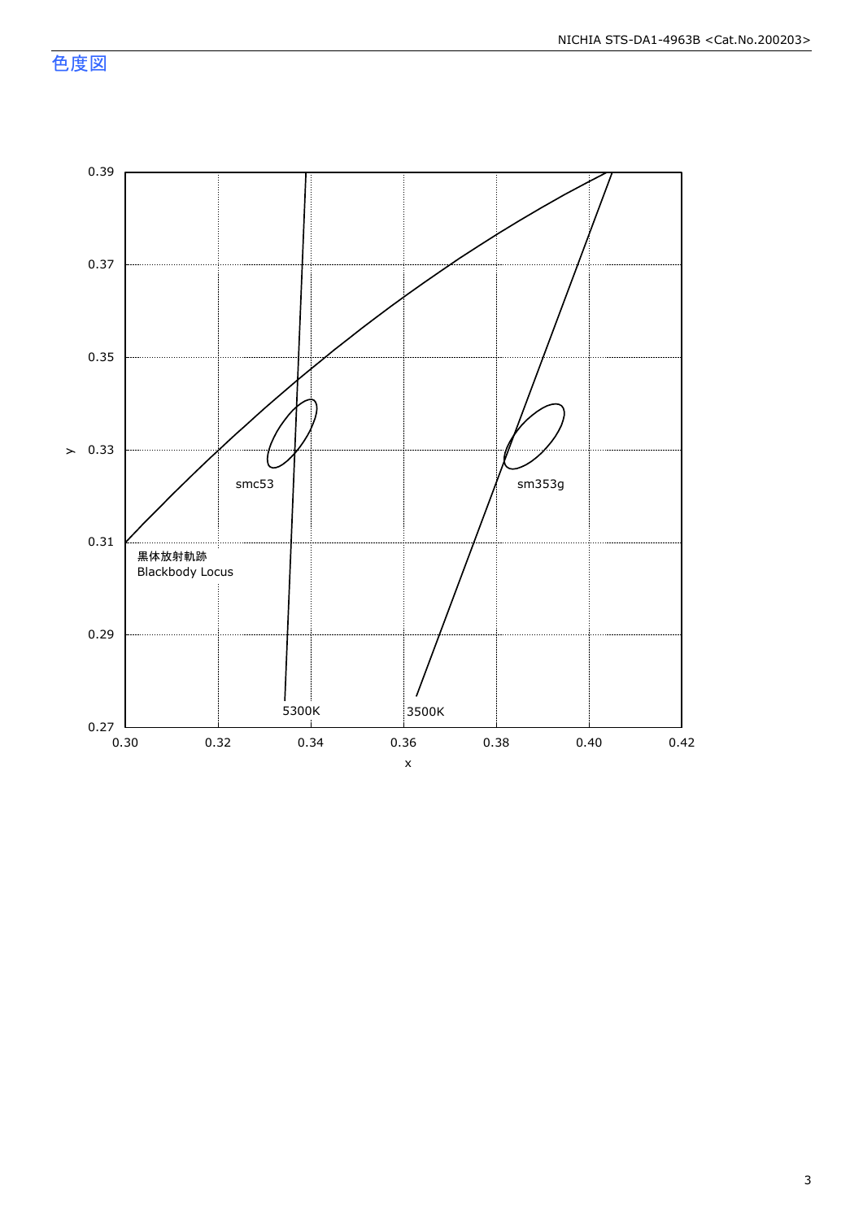## 色度図

y

0.39
0.37
0.35
0.33
0.31
0.29
0.27

0.30 0.32 0.34 0.36 0.38 0.40 0.42

x

smc53

sm353g

5300K

3500K

黒体放射軌跡
Blackbody Locus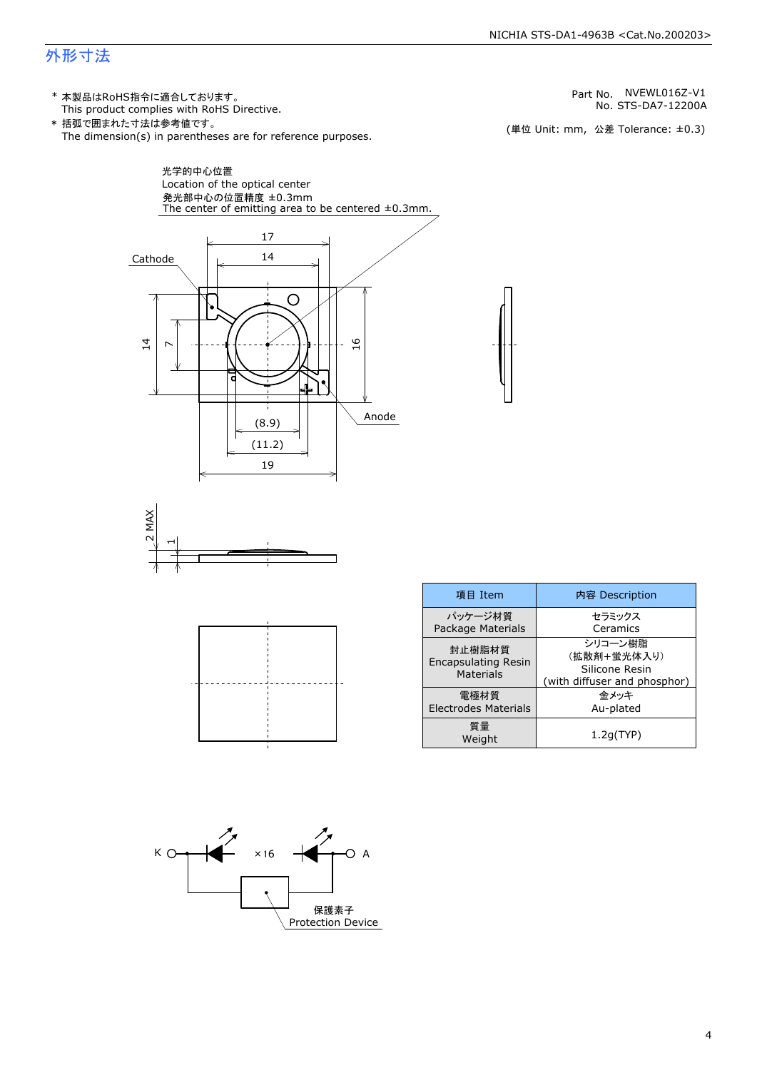# 外形寸法

* 本製品はRoHS指令に適合しております。
  This product complies with RoHS Directive.
* 括弧で囲まれた寸法は参考値です。
  The dimension(s) in parentheses are for reference purposes.

Part No.　NVEWL016Z-V1
No. STS-DA7-12200A

(単位 Unit: mm,　公差 Tolerance: ±0.3)

光学的中心位置
Location of the optical center
発光部中心の位置精度 ±0.3mm
The center of emitting area to be centered ±0.3mm.

Cathode

Anode

17
14
14
7
16
(8.9)
(11.2)
19
2 MAX
1

| 項目 Item | 内容 Description |
|---|---|
| パッケージ材質<br>Package Materials | セラミックス<br>Ceramics |
| 封止樹脂材質<br>Encapsulating Resin Materials | シリコーン樹脂<br>(拡散剤+蛍光体入り)<br>Silicone Resin<br>(with diffuser and phosphor) |
| 電極材質<br>Electrodes Materials | 金メッキ<br>Au-plated |
| 質量<br>Weight | 1.2g(TYP) |

K　×16　A

保護素子
Protection Device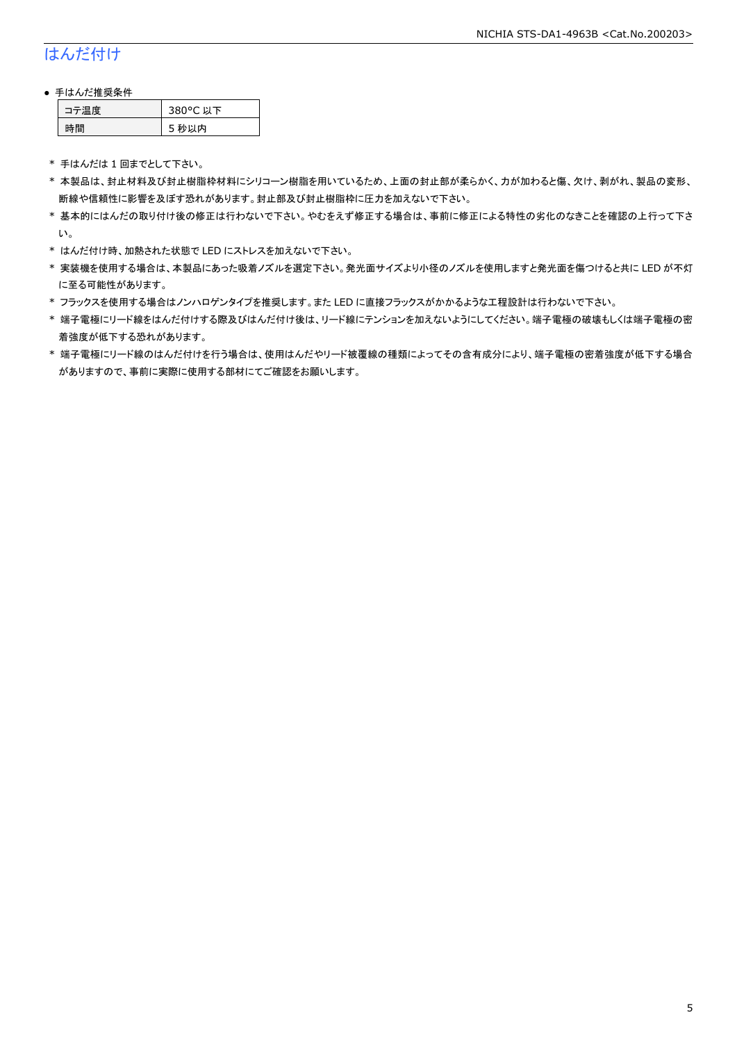# はんだ付け

● 手はんだ推奨条件

| コテ温度 | 380°C 以下 |
|---|---|
| 時間 | 5 秒以内 |

\* 手はんだは 1 回までとして下さい。

\* 本製品は、封止材料及び封止樹脂枠材料にシリコーン樹脂を用いているため、上面の封止部が柔らかく、力が加わると傷、欠け、剥がれ、製品の変形、断線や信頼性に影響を及ぼす恐れがあります。封止部及び封止樹脂枠に圧力を加えないで下さい。

\* 基本的にはんだの取り付け後の修正は行わないで下さい。やむをえず修正する場合は、事前に修正による特性の劣化のなきことを確認の上行って下さい。

\* はんだ付け時、加熱された状態で LED にストレスを加えないで下さい。

\* 実装機を使用する場合は、本製品にあった吸着ノズルを選定下さい。発光面サイズより小径のノズルを使用しますと発光面を傷つけると共に LED が不灯に至る可能性があります。

\* フラックスを使用する場合はノンハロゲンタイプを推奨します。また LED に直接フラックスがかかるような工程設計は行わないで下さい。

\* 端子電極にリード線をはんだ付けする際及びはんだ付け後は、リード線にテンションを加えないようにしてください。端子電極の破壊もしくは端子電極の密着強度が低下する恐れがあります。

\* 端子電極にリード線のはんだ付けを行う場合は、使用はんだやリード被覆線の種類によってその含有成分により、端子電極の密着強度が低下する場合がありますので、事前に実際に使用する部材にてご確認をお願いします。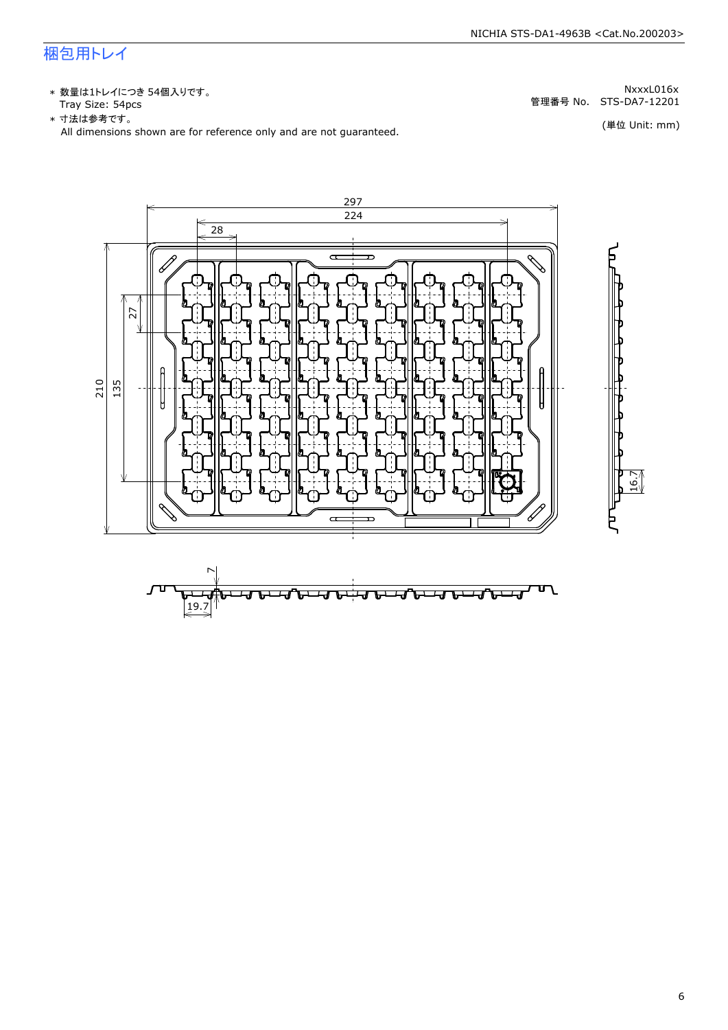# 梱包用トレイ

NxxxL016x

管理番号 No.　STS-DA7-12201

(単位 Unit: mm)

- ＊ 数量は1トレイにつき 54個入りです。
  Tray Size: 54pcs
- ＊ 寸法は参考です。
  All dimensions shown are for reference only and are not guaranteed.

297

224

28

27

210

135

16.7

7

19.7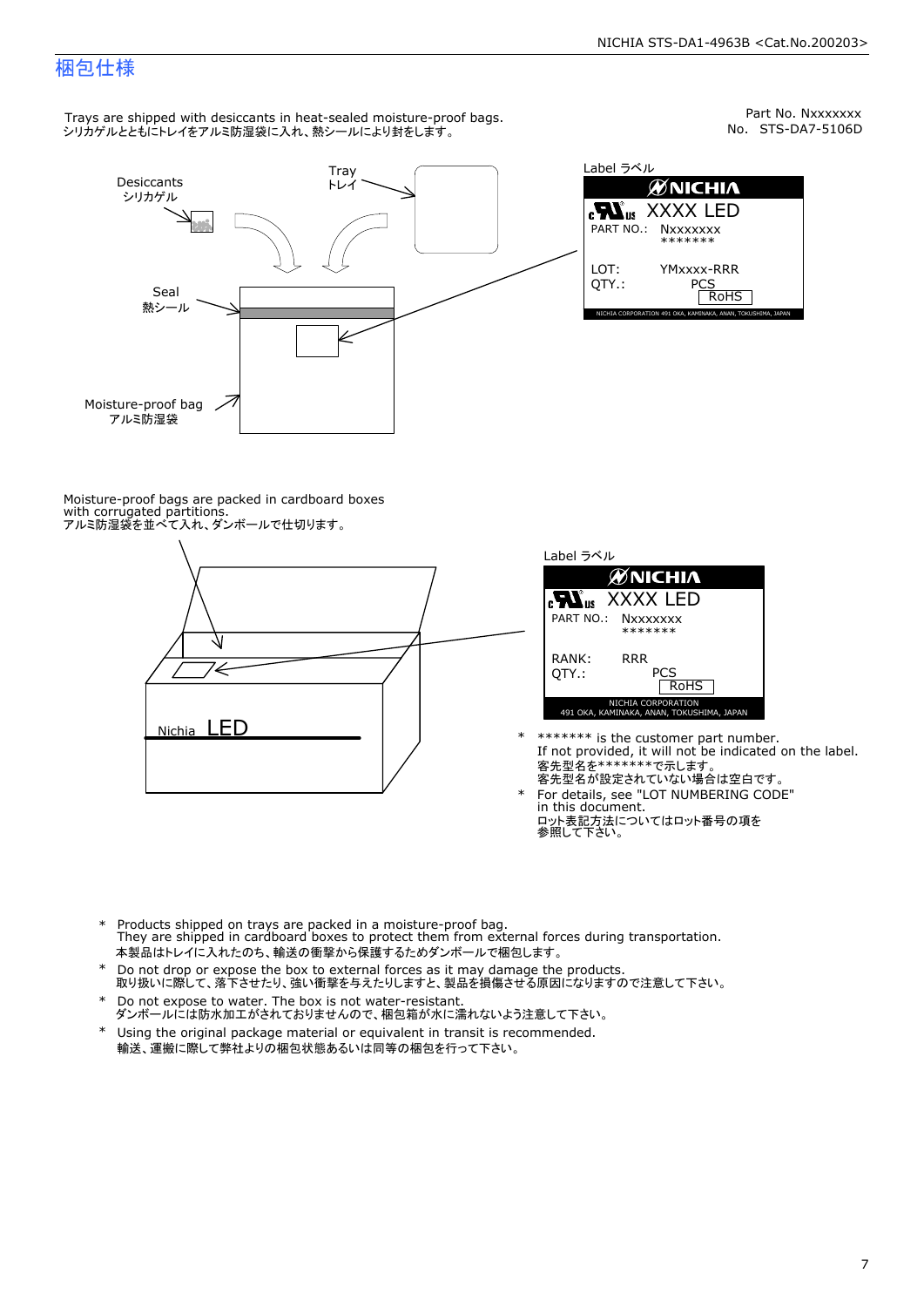# 梱包仕様

Part No. Nxxxxxxx
No. STS-DA7-5106D

Trays are shipped with desiccants in heat-sealed moisture-proof bags.
シリカゲルとともにトレイをアルミ防湿袋に入れ、熱シールにより封をします。

Desiccants
シリカゲル

Tray
トレイ

Seal
熱シール

Moisture-proof bag
アルミ防湿袋

Label ラベル

NICHIA
XXXX LED
PART NO.: Nxxxxxxx
*******
LOT: YMxxxx-RRR
QTY.: PCS
RoHS
NICHIA CORPORATION 491 OKA, KAMINAKA, ANAN, TOKUSHIMA, JAPAN

Moisture-proof bags are packed in cardboard boxes
with corrugated partitions.
アルミ防湿袋を並べて入れ、ダンボールで仕切ります。

Nichia LED

Label ラベル

NICHIA
XXXX LED
PART NO.: Nxxxxxxx
*******
RANK: RRR
QTY.: PCS
RoHS
NICHIA CORPORATION
491 OKA, KAMINAKA, ANAN, TOKUSHIMA, JAPAN

- * ******* is the customer part number.
  If not provided, it will not be indicated on the label.
  客先型名を*******で示します。
  客先型名が設定されていない場合は空白です。
- * For details, see "LOT NUMBERING CODE"
  in this document.
  ロット表記方法についてはロット番号の項を
  参照して下さい。

- * Products shipped on trays are packed in a moisture-proof bag.
  They are shipped in cardboard boxes to protect them from external forces during transportation.
  本製品はトレイに入れたのち、輸送の衝撃から保護するためダンボールで梱包します。
- * Do not drop or expose the box to external forces as it may damage the products.
  取り扱いに際して、落下させたり、強い衝撃を与えたりしますと、製品を損傷させる原因になりますので注意して下さい。
- * Do not expose to water. The box is not water-resistant.
  ダンボールには防水加工がされておりませんので、梱包箱が水に濡れないよう注意して下さい。
- * Using the original package material or equivalent in transit is recommended.
  輸送、運搬に際して弊社よりの梱包状態あるいは同等の梱包を行って下さい。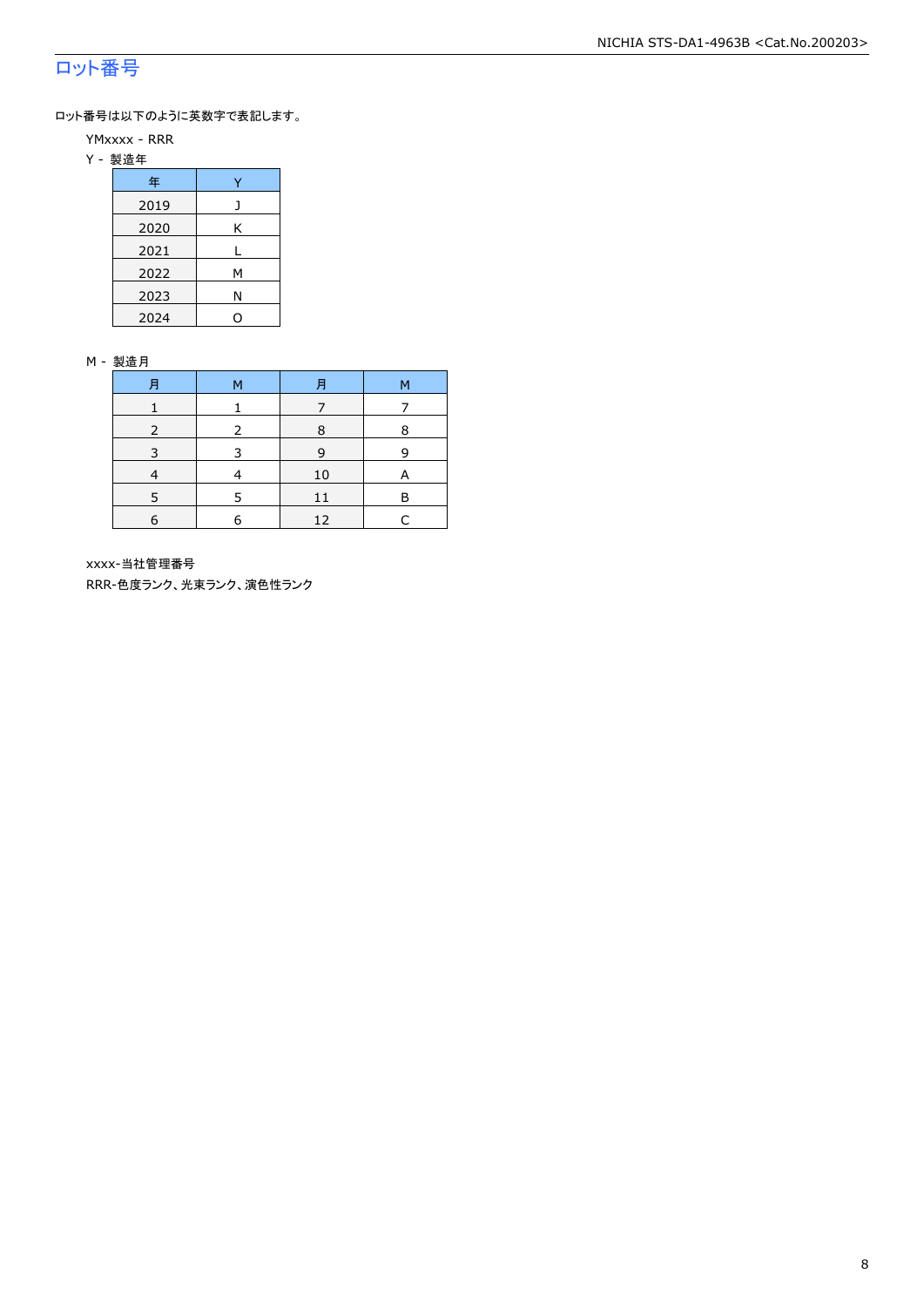## ロット番号

ロット番号は以下のように英数字で表記します。

YMxxxx - RRR

Y - 製造年

| 年 | Y |
|---|---|
| 2019 | J |
| 2020 | K |
| 2021 | L |
| 2022 | M |
| 2023 | N |
| 2024 | O |

M - 製造月

| 月 | M | 月 | M |
|---|---|---|---|
| 1 | 1 | 7 | 7 |
| 2 | 2 | 8 | 8 |
| 3 | 3 | 9 | 9 |
| 4 | 4 | 10 | A |
| 5 | 5 | 11 | B |
| 6 | 6 | 12 | C |

xxxx-当社管理番号

RRR-色度ランク、光束ランク、演色性ランク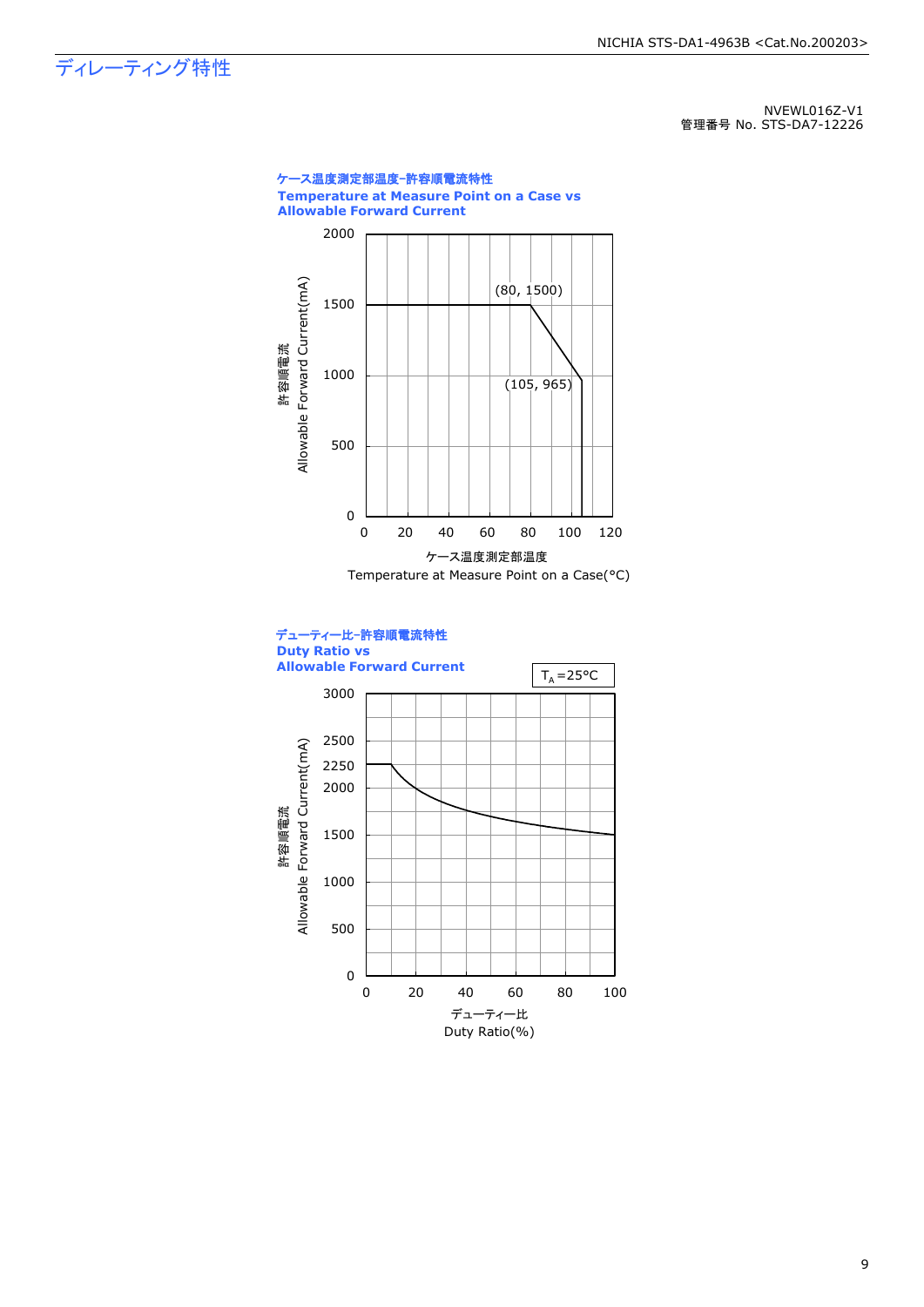# ディレーティング特性

NVEWL016Z-V1
管理番号 No. STS-DA7-12226

**ケース温度測定部温度−許容順電流特性**
**Temperature at Measure Point on a Case vs**
**Allowable Forward Current**

許容順電流
Allowable Forward Current(mA)

(80, 1500)
(105, 965)

ケース温度測定部温度
Temperature at Measure Point on a Case(°C)

**デューティー比−許容順電流特性**
**Duty Ratio vs**
**Allowable Forward Current**

$T_A$=25°C

許容順電流
Allowable Forward Current(mA)

デューティー比
Duty Ratio(%)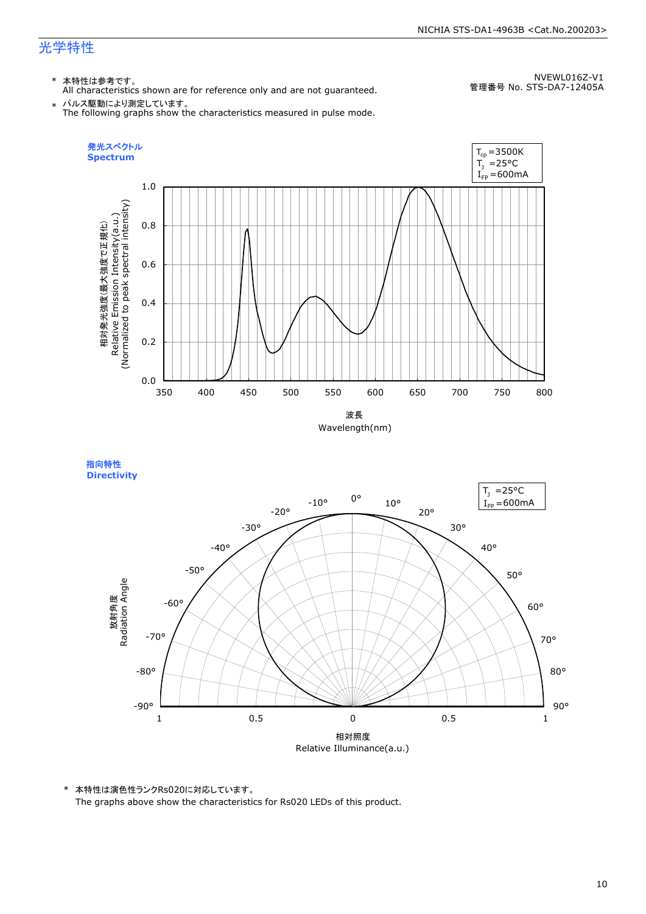# 光学特性

* 本特性は参考です。
  All characteristics shown are for reference only and are not guaranteed.
* パルス駆動により測定しています。
  The following graphs show the characteristics measured in pulse mode.

NVEWL016Z-V1
管理番号 No. STS-DA7-12405A

## 発光スペクトル
## Spectrum

$T_{cp}$ =3500K
$T_J$ =25°C
$I_{FP}$ =600mA

相対発光強度(最大強度で正規化)
Relative Emission Intensity(a.u.)
(Normalized to peak spectral intensity)

波長
Wavelength(nm)

## 指向特性
## Directivity

$T_J$ =25°C
$I_{FP}$ =600mA

放射角度
Radiation Angle

相対照度
Relative Illuminance(a.u.)

* 本特性は演色性ランクRs020に対応しています。
  The graphs above show the characteristics for Rs020 LEDs of this product.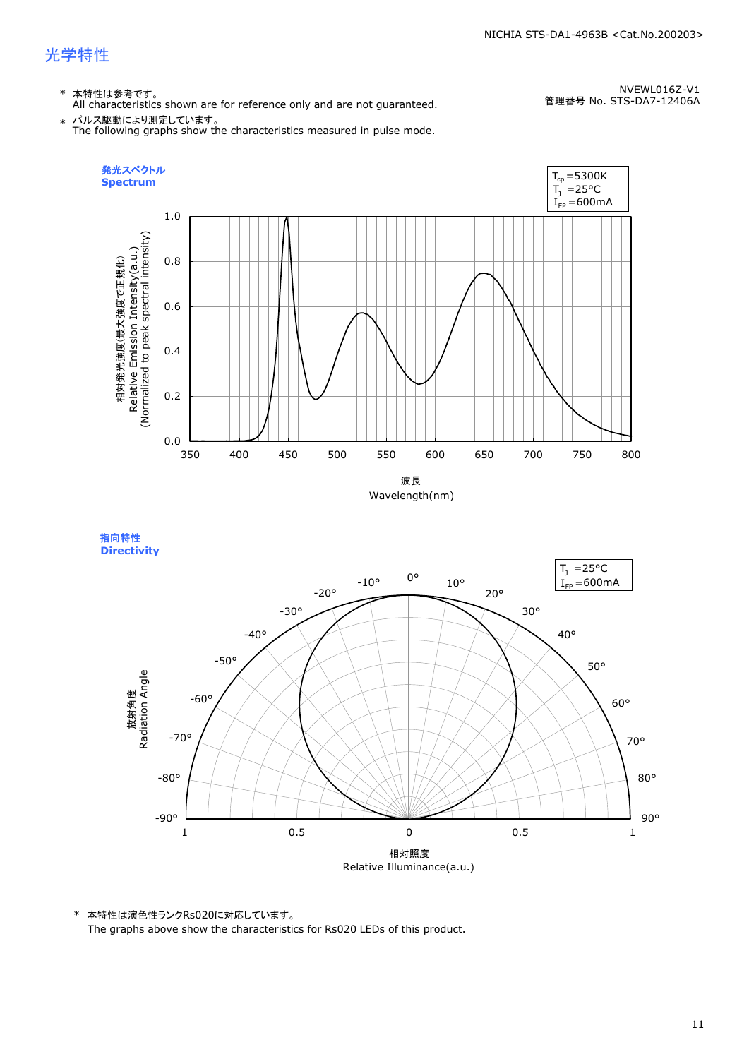# 光学特性

NVEWL016Z-V1
管理番号 No. STS-DA7-12406A

* 本特性は参考です。
  All characteristics shown are for reference only and are not guaranteed.
* パルス駆動により測定しています。
  The following graphs show the characteristics measured in pulse mode.

**発光スペクトル**
**Spectrum**

$T_{cp}$=5300K
$T_J$ =25°C
$I_{FP}$=600mA

相対発光強度(最大強度で正規化)
Relative Emission Intensity(a.u.)
(Normalized to peak spectral intensity)

波長
Wavelength(nm)

**指向特性**
**Directivity**

$T_J$ =25°C
$I_{FP}$=600mA

放射角度
Radiation Angle

相対照度
Relative Illuminance(a.u.)

* 本特性は演色性ランクRs020に対応しています。
  The graphs above show the characteristics for Rs020 LEDs of this product.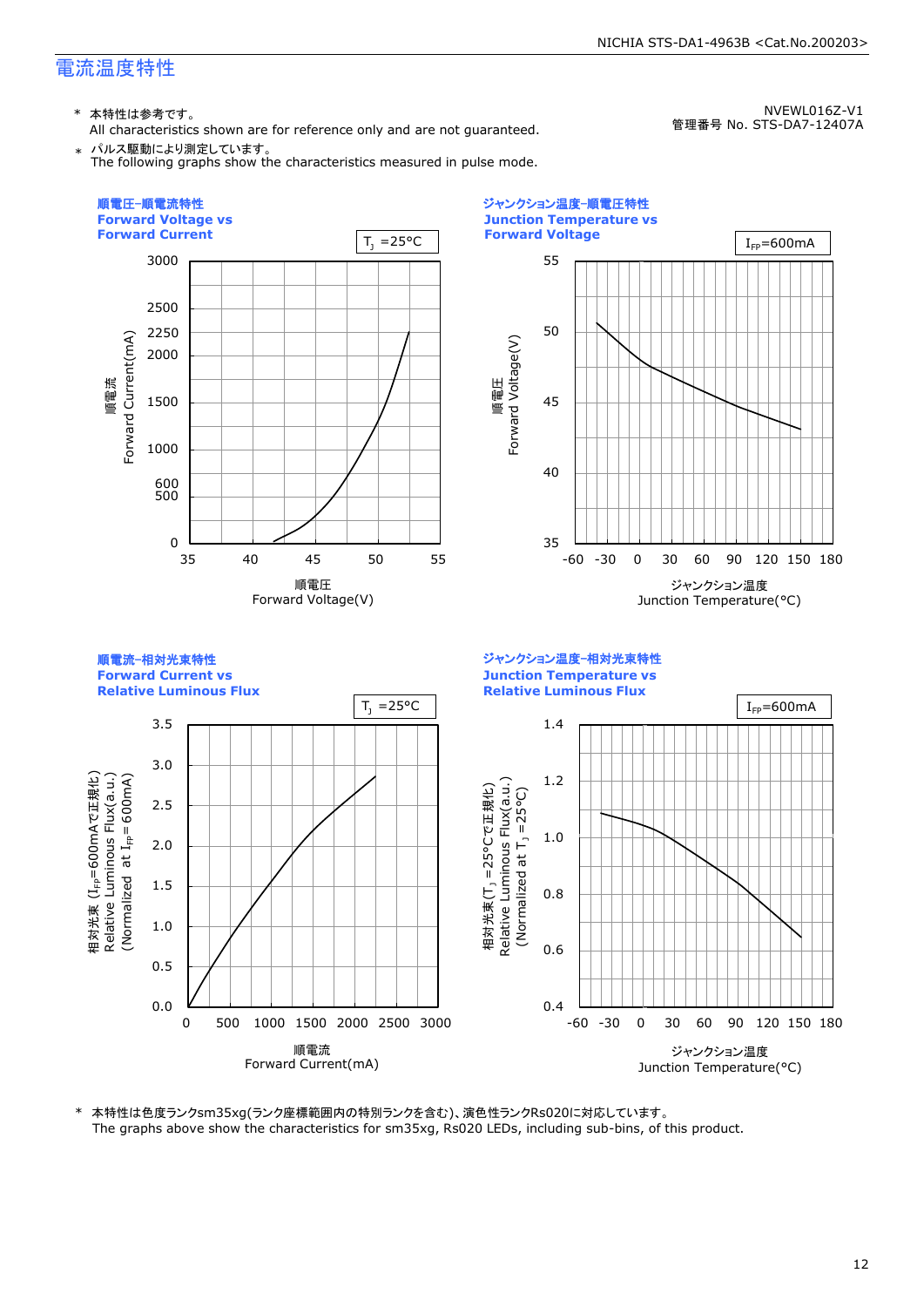## 電流温度特性

NVEWL016Z-V1
管理番号 No. STS-DA7-12407A

* 本特性は参考です。
  All characteristics shown are for reference only and are not guaranteed.
* パルス駆動により測定しています。
  The following graphs show the characteristics measured in pulse mode.

### 順電圧-順電流特性 Forward Voltage vs Forward Current

$T_J$ =25°C

順電流 Forward Current(mA): 0, 500, 600, 1000, 1500, 2000, 2250, 2500, 3000

順電圧 Forward Voltage(V): 35, 40, 45, 50, 55

### ジャンクション温度-順電圧特性 Junction Temperature vs Forward Voltage

$I_{FP}$=600mA

順電圧 Forward Voltage(V): 35, 40, 45, 50, 55

ジャンクション温度 Junction Temperature(°C): -60, -30, 0, 30, 60, 90, 120, 150, 180

### 順電流-相対光束特性 Forward Current vs Relative Luminous Flux

$T_J$ =25°C

相対光束 ($I_{FP}$=600mAで正規化) Relative Luminous Flux(a.u.) (Normalized at $I_{FP}$=600mA): 0.0, 0.5, 1.0, 1.5, 2.0, 2.5, 3.0, 3.5

順電流 Forward Current(mA): 0, 500, 1000, 1500, 2000, 2500, 3000

### ジャンクション温度-相対光束特性 Junction Temperature vs Relative Luminous Flux

$I_{FP}$=600mA

相対光束($T_J$ =25°Cで正規化) Relative Luminous Flux(a.u.) (Normalized at $T_J$ =25°C): 0.4, 0.6, 0.8, 1.0, 1.2, 1.4

ジャンクション温度 Junction Temperature(°C): -60, -30, 0, 30, 60, 90, 120, 150, 180

* 本特性は色度ランクsm35xg(ランク座標範囲内の特別ランクを含む)、演色性ランクRs020に対応しています。
  The graphs above show the characteristics for sm35xg, Rs020 LEDs, including sub-bins, of this product.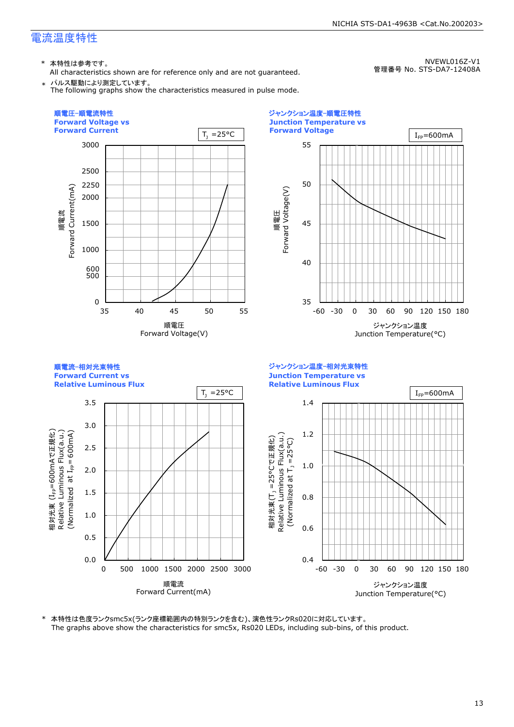# 電流温度特性

NVEWL016Z-V1
管理番号 No. STS-DA7-12408A

\* 本特性は参考です。
All characteristics shown are for reference only and are not guaranteed.

\* パルス駆動により測定しています。
The following graphs show the characteristics measured in pulse mode.

### 順電圧-順電流特性 Forward Voltage vs Forward Current

$T_J$ =25°C

順電流 Forward Current(mA): 0, 500, 600, 1000, 1500, 2000, 2250, 2500, 3000

順電圧 Forward Voltage(V): 35, 40, 45, 50, 55

### ジャンクション温度-順電圧特性 Junction Temperature vs Forward Voltage

$I_{FP}$=600mA

順電圧 Forward Voltage(V): 35, 40, 45, 50, 55

ジャンクション温度 Junction Temperature(°C): -60, -30, 0, 30, 60, 90, 120, 150, 180

### 順電流-相対光束特性 Forward Current vs Relative Luminous Flux

$T_J$ =25°C

相対光束 ($I_{FP}$=600mAで正規化) Relative Luminous Flux(a.u.) (Normalized at $I_{FP}$=600mA): 0.0, 0.5, 1.0, 1.5, 2.0, 2.5, 3.0, 3.5

順電流 Forward Current(mA): 0, 500, 1000, 1500, 2000, 2500, 3000

### ジャンクション温度-相対光束特性 Junction Temperature vs Relative Luminous Flux

$I_{FP}$=600mA

相対光束($T_J$ =25°Cで正規化) Relative Luminous Flux(a.u.) (Normalized at $T_J$ =25°C): 0.4, 0.6, 0.8, 1.0, 1.2, 1.4

ジャンクション温度 Junction Temperature(°C): -60, -30, 0, 30, 60, 90, 120, 150, 180

\* 本特性は色度ランクsmc5x(ランク座標範囲内の特別ランクを含む)、演色性ランクRs020に対応しています。
The graphs above show the characteristics for smc5x, Rs020 LEDs, including sub-bins, of this product.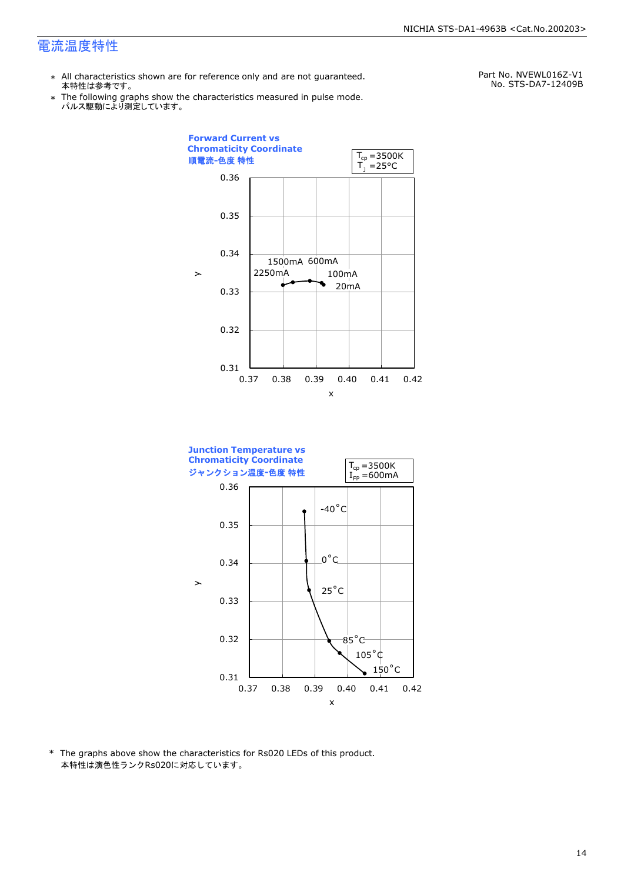# 電流温度特性

Part No. NVEWL016Z-V1
No. STS-DA7-12409B

* All characteristics shown are for reference only and are not guaranteed.
  本特性は参考です。
* The following graphs show the characteristics measured in pulse mode.
  パルス駆動により測定しています。

**Forward Current vs Chromaticity Coordinate**
**順電流-色度 特性**

$T_{cp}$ =3500K
$T_J$ =25°C

y: 0.31, 0.32, 0.33, 0.34, 0.35, 0.36
x: 0.37, 0.38, 0.39, 0.40, 0.41, 0.42

2250mA, 1500mA, 600mA, 100mA, 20mA

**Junction Temperature vs Chromaticity Coordinate**
**ジャンクション温度-色度 特性**

$T_{cp}$ =3500K
$I_{FP}$ =600mA

y: 0.31, 0.32, 0.33, 0.34, 0.35, 0.36
x: 0.37, 0.38, 0.39, 0.40, 0.41, 0.42

-40°C, 0°C, 25°C, 85°C, 105°C, 150°C

* The graphs above show the characteristics for Rs020 LEDs of this product.
  本特性は演色性ランクRs020に対応しています。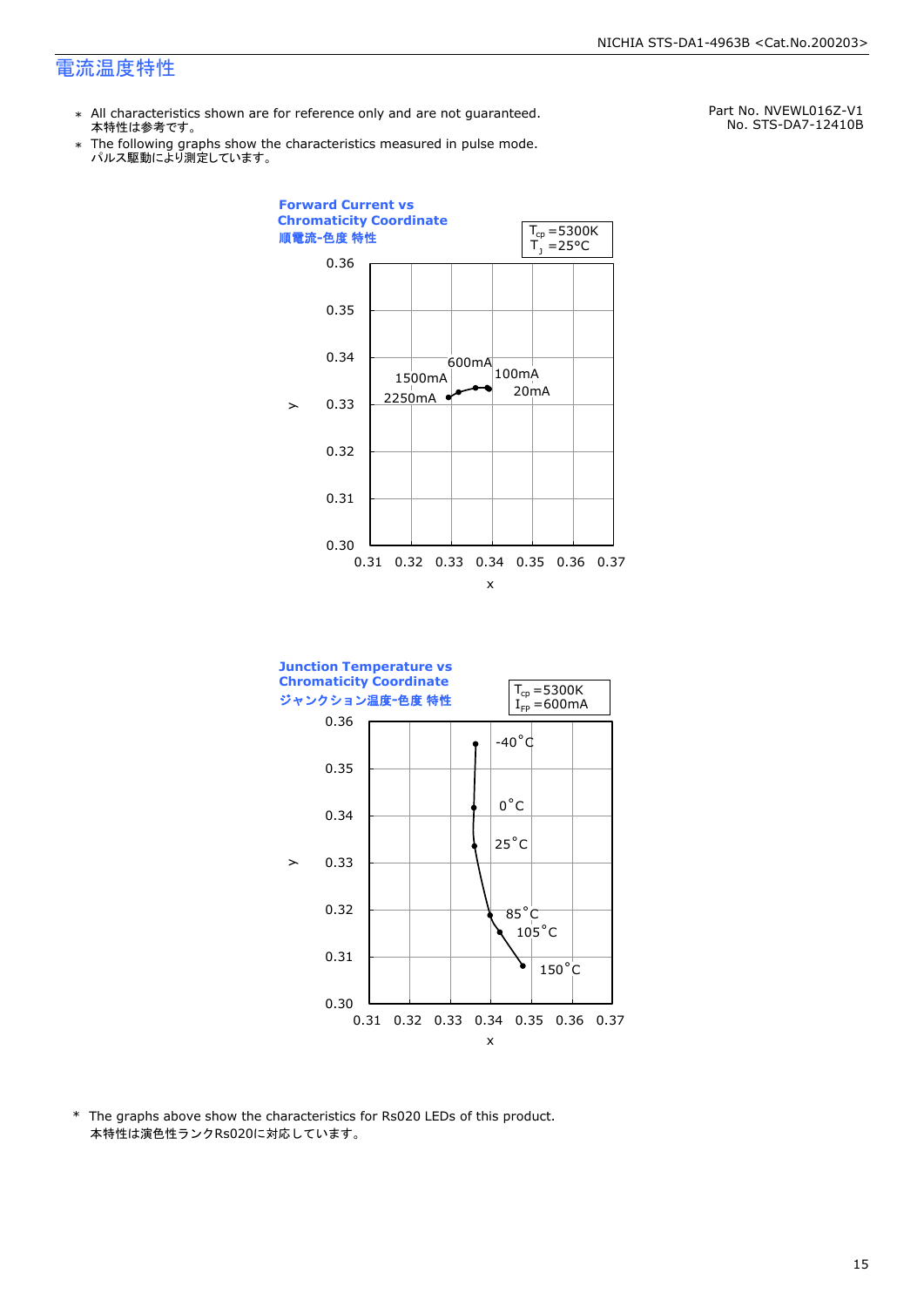# 電流温度特性

Part No. NVEWL016Z-V1
No. STS-DA7-12410B

- ＊ All characteristics shown are for reference only and are not guaranteed.
  本特性は参考です。
- ＊ The following graphs show the characteristics measured in pulse mode.
  パルス駆動により測定しています。

**Forward Current vs Chromaticity Coordinate**
**順電流-色度 特性**

$T_{cp}$ =5300K
$T_J$ =25°C

y: 0.30 – 0.36; x: 0.31 – 0.37

Labels: 600mA, 1500mA, 2250mA, 100mA, 20mA

**Junction Temperature vs Chromaticity Coordinate**
**ジャンクション温度-色度 特性**

$T_{cp}$ =5300K
$I_{FP}$ =600mA

y: 0.30 – 0.36; x: 0.31 – 0.37

Labels: -40°C, 0°C, 25°C, 85°C, 105°C, 150°C

\* The graphs above show the characteristics for Rs020 LEDs of this product.
本特性は演色性ランクRs020に対応しています。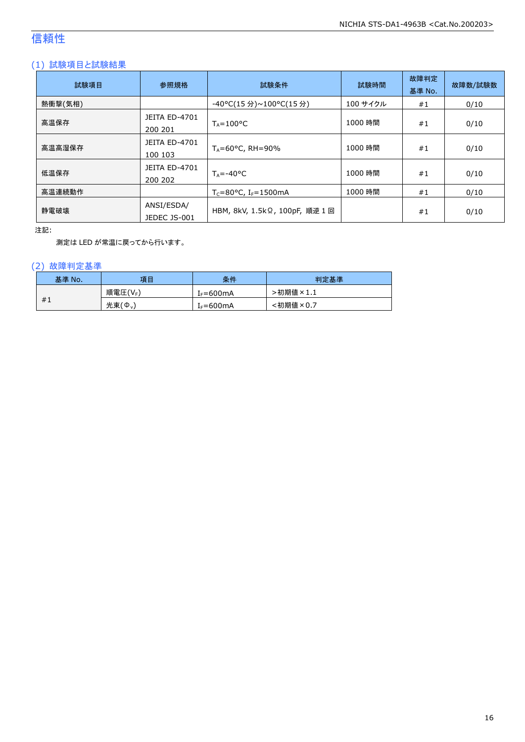# 信頼性

## (1) 試験項目と試験結果

| 試験項目 | 参照規格 | 試験条件 | 試験時間 | 故障判定基準 No. | 故障数/試験数 |
|---|---|---|---|---|---|
| 熱衝撃(気相) | | -40°C(15 分)~100°C(15 分) | 100 サイクル | #1 | 0/10 |
| 高温保存 | JEITA ED-4701 200 201 | $T_A$=100°C | 1000 時間 | #1 | 0/10 |
| 高温高湿保存 | JEITA ED-4701 100 103 | $T_A$=60°C, RH=90% | 1000 時間 | #1 | 0/10 |
| 低温保存 | JEITA ED-4701 200 202 | $T_A$=-40°C | 1000 時間 | #1 | 0/10 |
| 高温連続動作 | | $T_C$=80°C, $I_F$=1500mA | 1000 時間 | #1 | 0/10 |
| 静電破壊 | ANSI/ESDA/ JEDEC JS-001 | HBM, 8kV, 1.5kΩ, 100pF, 順逆 1 回 | | #1 | 0/10 |

注記:

測定は LED が常温に戻ってから行います。

## (2) 故障判定基準

| 基準 No. | 項目 | 条件 | 判定基準 |
|---|---|---|---|
| #1 | 順電圧($V_F$) | $I_F$=600mA | >初期値×1.1 |
| | 光束($\Phi_v$) | $I_F$=600mA | <初期値×0.7 |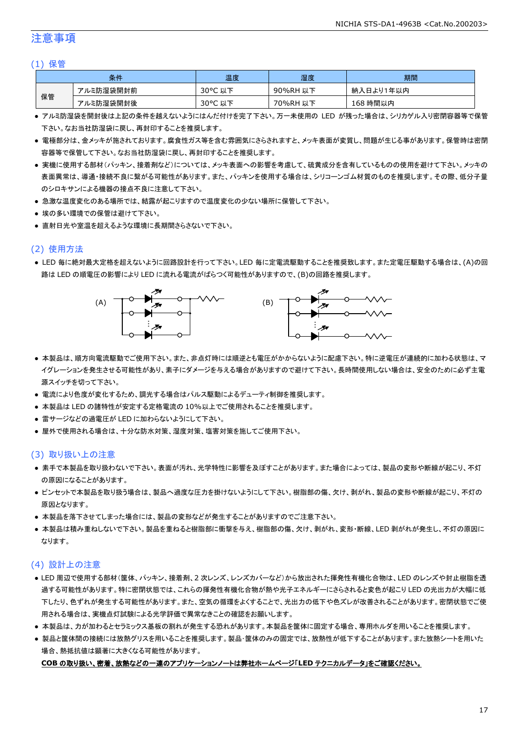# 注意事項

## (1) 保管

| 条件 | | 温度 | 湿度 | 期間 |
|---|---|---|---|---|
| 保管 | アルミ防湿袋開封前 | 30°C 以下 | 90%RH 以下 | 納入日より1年以内 |
| | アルミ防湿袋開封後 | 30°C 以下 | 70%RH 以下 | 168 時間以内 |

- アルミ防湿袋を開封後は上記の条件を越えないようにはんだ付けを完了下さい。万一未使用の LED が残った場合は、シリカゲル入り密閉容器等で保管下さい。なお当社防湿袋に戻し、再封印することを推奨します。
- 電極部分は、金メッキが施されております。腐食性ガス等を含む雰囲気にさらされますと、メッキ表面が変質し、問題が生じる事があります。保管時は密閉容器等で保管して下さい。なお当社防湿袋に戻し、再封印することを推奨します。
- 実機に使用する部材(パッキン、接着剤など)については、メッキ表面への影響を考慮して、硫黄成分を含有しているものの使用を避けて下さい。メッキの表面異常は、導通・接続不良に繋がる可能性があります。また、パッキンを使用する場合は、シリコーンゴム材質のものを推奨します。その際、低分子量のシロキサンによる機器の接点不良に注意して下さい。
- 急激な温度変化のある場所では、結露が起こりますので温度変化の少ない場所に保管して下さい。
- 埃の多い環境での保管は避けて下さい。
- 直射日光や室温を超えるような環境に長期間さらさないで下さい。

## (2) 使用方法

- LED 毎に絶対最大定格を超えないように回路設計を行って下さい。LED 毎に定電流駆動することを推奨致します。また定電圧駆動する場合は、(A)の回路は LED の順電圧の影響により LED に流れる電流がばらつく可能性がありますので、(B)の回路を推奨します。

(A) (B)

- 本製品は、順方向電流駆動でご使用下さい。また、非点灯時には順逆とも電圧がかからないように配慮下さい。特に逆電圧が連続的に加わる状態は、マイグレーションを発生させる可能性があり、素子にダメージを与える場合がありますので避けて下さい。長時間使用しない場合は、安全のために必ず主電源スイッチを切って下さい。
- 電流により色度が変化するため、調光する場合はパルス駆動によるデューティ制御を推奨します。
- 本製品は LED の諸特性が安定する定格電流の 10%以上でご使用されることを推奨します。
- 雷サージなどの過電圧が LED に加わらないようにして下さい。
- 屋外で使用される場合は、十分な防水対策、湿度対策、塩害対策を施してご使用下さい。

## (3) 取り扱い上の注意

- 素手で本製品を取り扱わないで下さい。表面が汚れ、光学特性に影響を及ぼすことがあります。また場合によっては、製品の変形や断線が起こり、不灯の原因になることがあります。
- ピンセットで本製品を取り扱う場合は、製品へ過度な圧力を掛けないようにして下さい。樹脂部の傷、欠け、剥がれ、製品の変形や断線が起こり、不灯の原因となります。
- 本製品を落下させてしまった場合には、製品の変形などが発生することがありますのでご注意下さい。
- 本製品は積み重ねしないで下さい。製品を重ねると樹脂部に衝撃を与え、樹脂部の傷、欠け、剥がれ、変形・断線、LED 剥がれが発生し、不灯の原因になります。

## (4) 設計上の注意

- LED 周辺で使用する部材(筐体、パッキン、接着剤、2 次レンズ、レンズカバーなど)から放出された揮発性有機化合物は、LED のレンズや封止樹脂を透過する可能性があります。特に密閉状態では、これらの揮発性有機化合物が熱や光子エネルギーにさらされると変色が起こり LED の光出力が大幅に低下したり、色ずれが発生する可能性があります。また、空気の循環をよくすることで、光出力の低下や色ズレが改善されることがあります。密閉状態でご使用される場合は、実機点灯試験による光学評価で異常なきことの確認をお願いします。
- 本製品は、力が加わるとセラミックス基板の割れが発生する恐れがあります。本製品を筐体に固定する場合、専用ホルダを用いることを推奨します。
- 製品と筐体間の接続には放熱グリスを用いることを推奨します。製品・筐体のみの固定では、放熱性が低下することがあります。また放熱シートを用いた場合、熱抵抗値は顕著に大きくなる可能性があります。

**COB の取り扱い、密着、放熱などの一連のアプリケーションノートは弊社ホームページ「LED テクニカルデータ」をご確認ください。**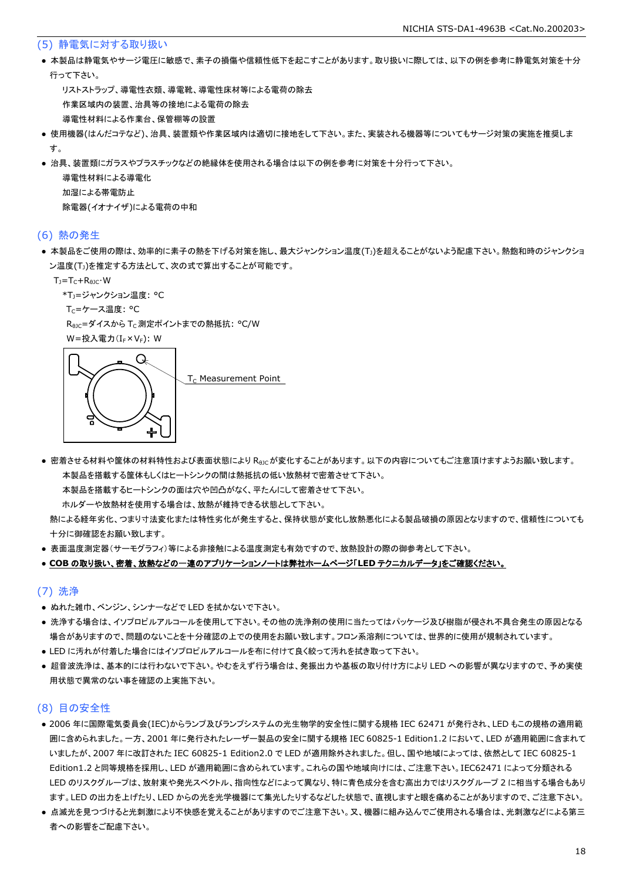### (5) 静電気に対する取り扱い

- 本製品は静電気やサージ電圧に敏感で、素子の損傷や信頼性低下を起こすことがあります。取り扱いに際しては、以下の例を参考に静電気対策を十分行って下さい。

  リストストラップ、導電性衣類、導電靴、導電性床材等による電荷の除去

  作業区域内の装置、治具等の接地による電荷の除去

  導電性材料による作業台、保管棚等の設置

- 使用機器(はんだコテなど)、治具、装置類や作業区域内は適切に接地をして下さい。また、実装される機器等についてもサージ対策の実施を推奨します。
- 治具、装置類にガラスやプラスチックなどの絶縁体を使用される場合は以下の例を参考に対策を十分行って下さい。

  導電性材料による導電化

  加湿による帯電防止

  除電器(イオナイザ)による電荷の中和

### (6) 熱の発生

- 本製品をご使用の際は、効率的に素子の熱を下げる対策を施し、最大ジャンクション温度($T_J$)を超えることがないよう配慮下さい。熱飽和時のジャンクション温度($T_J$)を推定する方法として、次の式で算出することが可能です。

  $T_J=T_C+R_{\theta JC}\cdot W$

  *$T_J$=ジャンクション温度: °C

  $T_C$=ケース温度: °C

  $R_{\theta JC}$=ダイスから $T_C$ 測定ポイントまでの熱抵抗: °C/W

  W=投入電力($I_F\times V_F$): W

  $T_C$ Measurement Point

- 密着させる材料や筐体の材料特性および表面状態により $R_{\theta JC}$ が変化することがあります。以下の内容についてもご注意頂けますようお願い致します。

  本製品を搭載する筐体もしくはヒートシンクの間は熱抵抗の低い放熱材で密着させて下さい。

  本製品を搭載するヒートシンクの面は穴や凹凸がなく、平たんにして密着させて下さい。

  ホルダーや放熱材を使用する場合は、放熱が維持できる状態として下さい。

  熱による経年劣化、つまり寸法変化または特性劣化が発生すると、保持状態が変化し放熱悪化による製品破損の原因となりますので、信頼性についても十分に御確認をお願い致します。

- 表面温度測定器(サーモグラフィ)等による非接触による温度測定も有効ですので、放熱設計の際の御参考として下さい。
- **COB の取り扱い、密着、放熱などの一連のアプリケーションノートは弊社ホームページ「LED テクニカルデータ」をご確認ください。**

### (7) 洗浄

- ぬれた雑巾、ベンジン、シンナーなどで LED を拭かないで下さい。
- 洗浄する場合は、イソプロピルアルコールを使用して下さい。その他の洗浄剤の使用に当たってはパッケージ及び樹脂が侵され不具合発生の原因となる場合がありますので、問題のないことを十分確認の上での使用をお願い致します。フロン系溶剤については、世界的に使用が規制されています。
- LED に汚れが付着した場合にはイソプロピルアルコールを布に付けて良く絞って汚れを拭き取って下さい。
- 超音波洗浄は、基本的には行わないで下さい。やむをえず行う場合は、発振出力や基板の取り付け方により LED への影響が異なりますので、予め実使用状態で異常のない事を確認の上実施下さい。

### (8) 目の安全性

- 2006 年に国際電気委員会(IEC)からランプ及びランプシステムの光生物学的安全性に関する規格 IEC 62471 が発行され、LED もこの規格の適用範囲に含められました。一方、2001 年に発行されたレーザー製品の安全に関する規格 IEC 60825-1 Edition1.2 において、LED が適用範囲に含まれていましたが、2007 年に改訂された IEC 60825-1 Edition2.0 で LED が適用除外されました。但し、国や地域によっては、依然として IEC 60825-1 Edition1.2 と同等規格を採用し、LED が適用範囲に含められています。これらの国や地域向けには、ご注意下さい。IEC62471 によって分類される LED のリスクグループは、放射束や発光スペクトル、指向性などによって異なり、特に青色成分を含む高出力ではリスクグループ 2 に相当する場合もあります。LED の出力を上げたり、LED からの光を光学機器にて集光したりするなどした状態で、直視しますと眼を痛めることがありますので、ご注意下さい。
- 点滅光を見つづけると光刺激により不快感を覚えることがありますのでご注意下さい。又、機器に組み込んでご使用される場合は、光刺激などによる第三者への影響をご配慮下さい。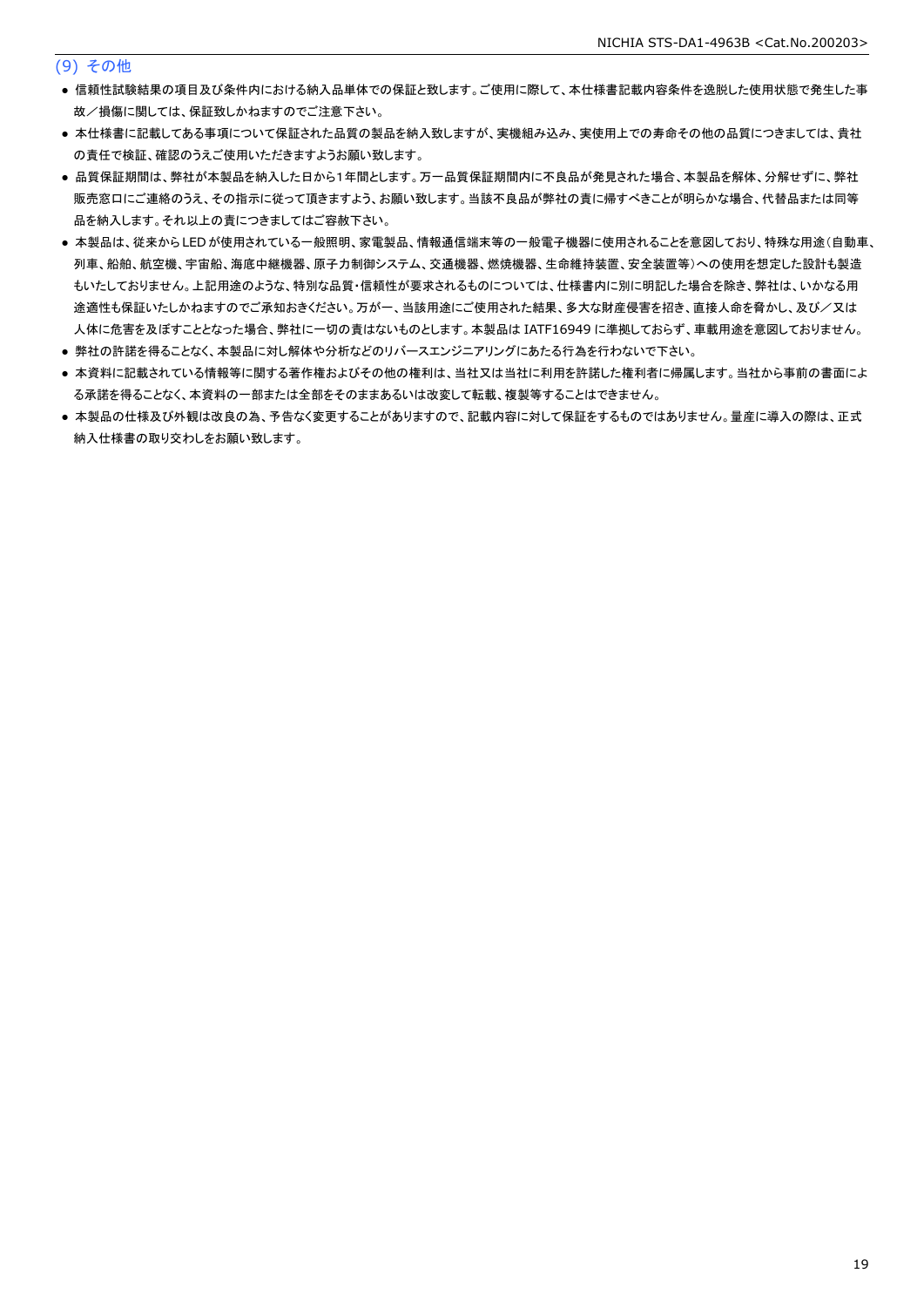### (9) その他

- 信頼性試験結果の項目及び条件内における納入品単体での保証と致します。ご使用に際して、本仕様書記載内容条件を逸脱した使用状態で発生した事故／損傷に関しては、保証致しかねますのでご注意下さい。
- 本仕様書に記載してある事項について保証された品質の製品を納入致しますが、実機組み込み、実使用上での寿命その他の品質につきましては、貴社の責任で検証、確認のうえご使用いただきますようお願い致します。
- 品質保証期間は、弊社が本製品を納入した日から1年間とします。万一品質保証期間内に不良品が発見された場合、本製品を解体、分解せずに、弊社販売窓口にご連絡のうえ、その指示に従って頂きますよう、お願い致します。当該不良品が弊社の責に帰すべきことが明らかな場合、代替品または同等品を納入します。それ以上の責につきましてはご容赦下さい。
- 本製品は、従来からLEDが使用されている一般照明、家電製品、情報通信端末等の一般電子機器に使用されることを意図しており、特殊な用途（自動車、列車、船舶、航空機、宇宙船、海底中継機器、原子力制御システム、交通機器、燃焼機器、生命維持装置、安全装置等）への使用を想定した設計も製造もいたしておりません。上記用途のような、特別な品質・信頼性が要求されるものについては、仕様書内に別に明記した場合を除き、弊社は、いかなる用途適性も保証いたしかねますのでご承知おきください。万が一、当該用途にご使用された結果、多大な財産侵害を招き、直接人命を脅かし、及び／又は人体に危害を及ぼすこととなった場合、弊社に一切の責はないものとします。本製品は IATF16949 に準拠しておらず、車載用途を意図しておりません。
- 弊社の許諾を得ることなく、本製品に対し解体や分析などのリバースエンジニアリングにあたる行為を行わないで下さい。
- 本資料に記載されている情報等に関する著作権およびその他の権利は、当社又は当社に利用を許諾した権利者に帰属します。当社から事前の書面による承諾を得ることなく、本資料の一部または全部をそのままあるいは改変して転載、複製等することはできません。
- 本製品の仕様及び外観は改良の為、予告なく変更することがありますので、記載内容に対して保証をするものではありません。量産に導入の際は、正式納入仕様書の取り交わしをお願い致します。